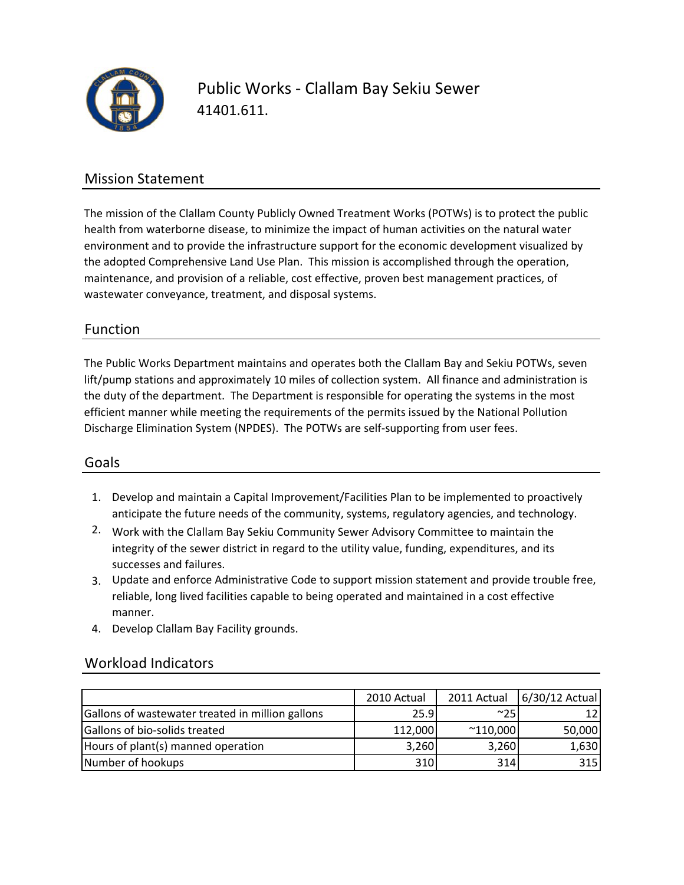# Public Works - Clallam Bay Sekiu Sewer

41401.611.

## Mission Statement

The mission of the Clallam County Publicly Owned Treatment Works (POTWs) is to protect the public health from waterborne disease, to minimize the impact of human activities on the natural water environment and to provide the infrastructure support for the economic development visualized by the adopted Comprehensive Land Use Plan. This mission is accomplished through the operation, maintenance, and provision of a reliable, cost effective, proven best management practices, of wastewater conveyance, treatment, and disposal systems.

## Function

The Public Works Department maintains and operates both the Clallam Bay and Sekiu POTWs, seven lift/pump stations and approximately 10 miles of collection system. All finance and administration is the duty of the department. The Department is responsible for operating the systems in the most efficient manner while meeting the requirements of the permits issued by the National Pollution Discharge Elimination System (NPDES). The POTWs are self-supporting from user fees.

## Goals

1. Develop and maintain a Capital Improvement/Facilities Plan to be implemented to proactively anticipate the future needs of the community, systems, regulatory agencies, and technology.
2. Work with the Clallam Bay Sekiu Community Sewer Advisory Committee to maintain the integrity of the sewer district in regard to the utility value, funding, expenditures, and its successes and failures.
3. Update and enforce Administrative Code to support mission statement and provide trouble free, reliable, long lived facilities capable to being operated and maintained in a cost effective manner.
4. Develop Clallam Bay Facility grounds.

## Workload Indicators

| | 2010 Actual | 2011 Actual | 6/30/12 Actual |
|---|---|---|---|
| Gallons of wastewater treated in million gallons | 25.9 | ~25 | 12 |
| Gallons of bio-solids treated | 112,000 | ~110,000 | 50,000 |
| Hours of plant(s) manned operation | 3,260 | 3,260 | 1,630 |
| Number of hookups | 310 | 314 | 315 |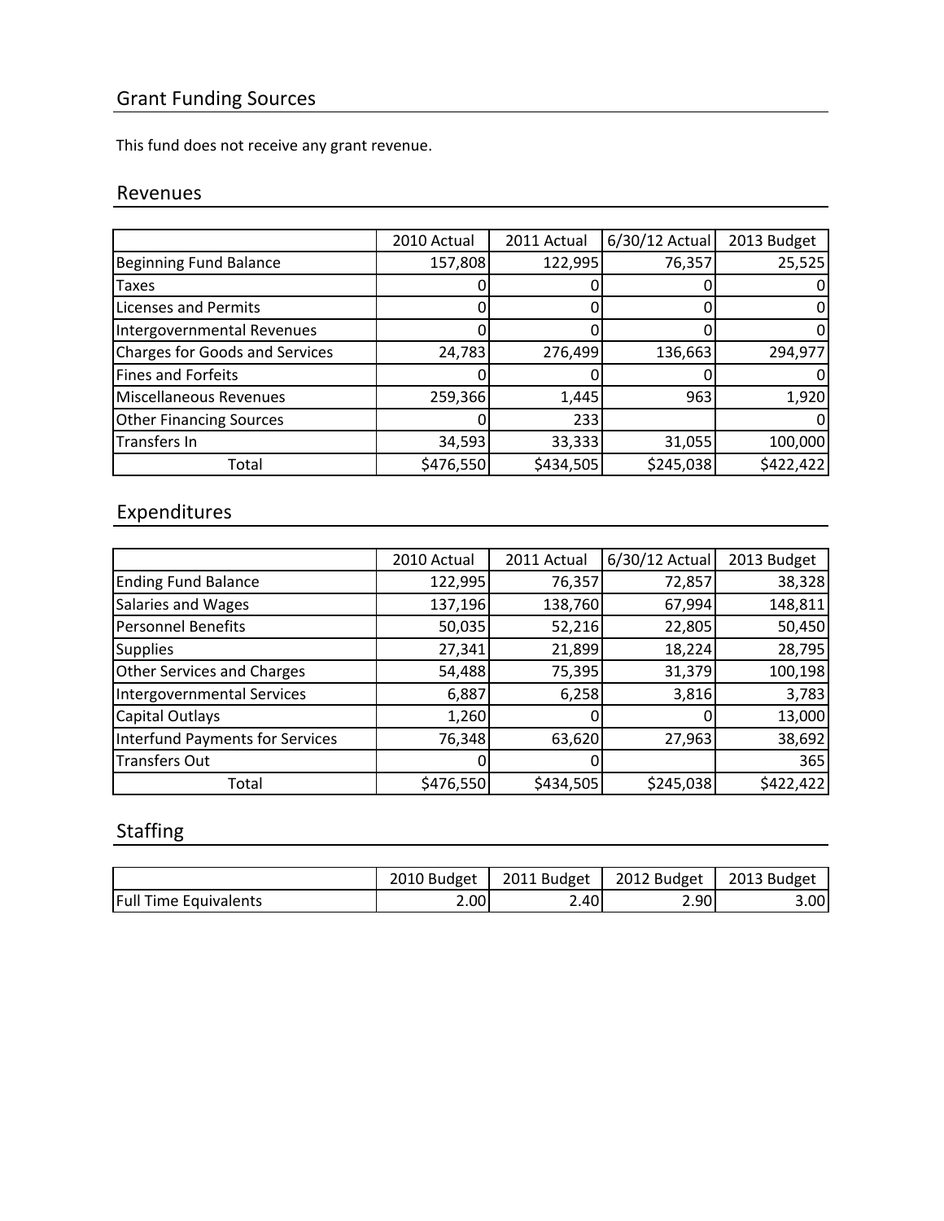## Grant Funding Sources

This fund does not receive any grant revenue.

## Revenues

| | 2010 Actual | 2011 Actual | 6/30/12 Actual | 2013 Budget |
|---|---|---|---|---|
| Beginning Fund Balance | 157,808 | 122,995 | 76,357 | 25,525 |
| Taxes | 0 | 0 | 0 | 0 |
| Licenses and Permits | 0 | 0 | 0 | 0 |
| Intergovernmental Revenues | 0 | 0 | 0 | 0 |
| Charges for Goods and Services | 24,783 | 276,499 | 136,663 | 294,977 |
| Fines and Forfeits | 0 | 0 | 0 | 0 |
| Miscellaneous Revenues | 259,366 | 1,445 | 963 | 1,920 |
| Other Financing Sources | 0 | 233 | | 0 |
| Transfers In | 34,593 | 33,333 | 31,055 | 100,000 |
| Total | $476,550 | $434,505 | $245,038 | $422,422 |

## Expenditures

| | 2010 Actual | 2011 Actual | 6/30/12 Actual | 2013 Budget |
|---|---|---|---|---|
| Ending Fund Balance | 122,995 | 76,357 | 72,857 | 38,328 |
| Salaries and Wages | 137,196 | 138,760 | 67,994 | 148,811 |
| Personnel Benefits | 50,035 | 52,216 | 22,805 | 50,450 |
| Supplies | 27,341 | 21,899 | 18,224 | 28,795 |
| Other Services and Charges | 54,488 | 75,395 | 31,379 | 100,198 |
| Intergovernmental Services | 6,887 | 6,258 | 3,816 | 3,783 |
| Capital Outlays | 1,260 | 0 | 0 | 13,000 |
| Interfund Payments for Services | 76,348 | 63,620 | 27,963 | 38,692 |
| Transfers Out | 0 | 0 | | 365 |
| Total | $476,550 | $434,505 | $245,038 | $422,422 |

## Staffing

| | 2010 Budget | 2011 Budget | 2012 Budget | 2013 Budget |
|---|---|---|---|---|
| Full Time Equivalents | 2.00 | 2.40 | 2.90 | 3.00 |